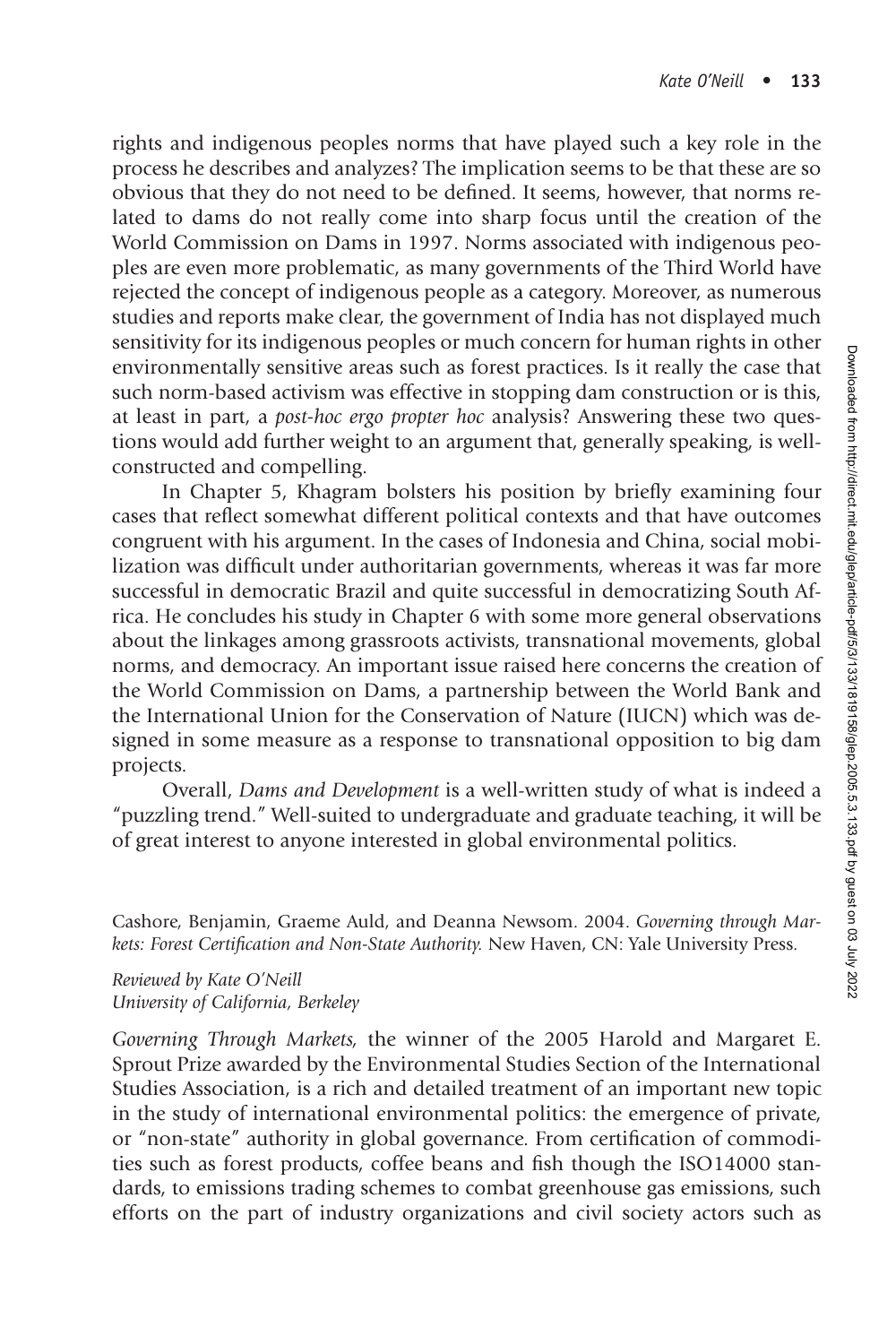rights and indigenous peoples norms that have played such a key role in the process he describes and analyzes? The implication seems to be that these are so obvious that they do not need to be defined. It seems, however, that norms related to dams do not really come into sharp focus until the creation of the World Commission on Dams in 1997. Norms associated with indigenous peoples are even more problematic, as many governments of the Third World have rejected the concept of indigenous people as a category. Moreover, as numerous studies and reports make clear, the government of India has not displayed much sensitivity for its indigenous peoples or much concern for human rights in other environmentally sensitive areas such as forest practices. Is it really the case that such norm-based activism was effective in stopping dam construction or is this, at least in part, a *post-hoc ergo propter hoc* analysis? Answering these two questions would add further weight to an argument that, generally speaking, is well-constructed and compelling.

In Chapter 5, Khagram bolsters his position by briefly examining four cases that reflect somewhat different political contexts and that have outcomes congruent with his argument. In the cases of Indonesia and China, social mobilization was difficult under authoritarian governments, whereas it was far more successful in democratic Brazil and quite successful in democratizing South Africa. He concludes his study in Chapter 6 with some more general observations about the linkages among grassroots activists, transnational movements, global norms, and democracy. An important issue raised here concerns the creation of the World Commission on Dams, a partnership between the World Bank and the International Union for the Conservation of Nature (IUCN) which was designed in some measure as a response to transnational opposition to big dam projects.

Overall, *Dams and Development* is a well-written study of what is indeed a "puzzling trend." Well-suited to undergraduate and graduate teaching, it will be of great interest to anyone interested in global environmental politics.

Cashore, Benjamin, Graeme Auld, and Deanna Newsom. 2004. *Governing through Markets: Forest Certification and Non-State Authority.* New Haven, CN: Yale University Press.

*Reviewed by Kate O'Neill*
*University of California, Berkeley*

*Governing Through Markets,* the winner of the 2005 Harold and Margaret E. Sprout Prize awarded by the Environmental Studies Section of the International Studies Association, is a rich and detailed treatment of an important new topic in the study of international environmental politics: the emergence of private, or "non-state" authority in global governance. From certification of commodities such as forest products, coffee beans and fish though the ISO14000 standards, to emissions trading schemes to combat greenhouse gas emissions, such efforts on the part of industry organizations and civil society actors such as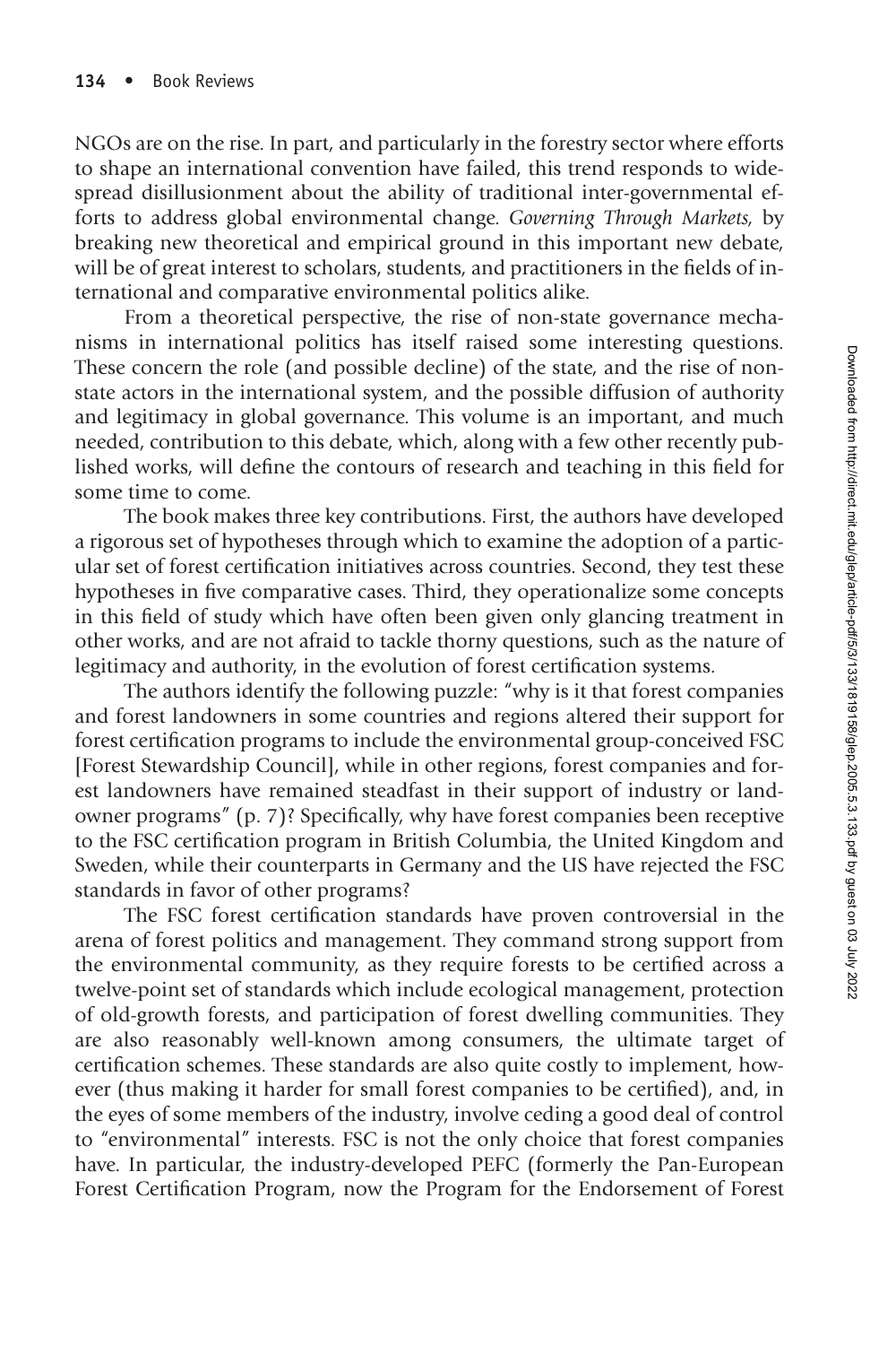NGOs are on the rise. In part, and particularly in the forestry sector where efforts to shape an international convention have failed, this trend responds to widespread disillusionment about the ability of traditional inter-governmental efforts to address global environmental change. *Governing Through Markets*, by breaking new theoretical and empirical ground in this important new debate, will be of great interest to scholars, students, and practitioners in the fields of international and comparative environmental politics alike.

From a theoretical perspective, the rise of non-state governance mechanisms in international politics has itself raised some interesting questions. These concern the role (and possible decline) of the state, and the rise of non-state actors in the international system, and the possible diffusion of authority and legitimacy in global governance. This volume is an important, and much needed, contribution to this debate, which, along with a few other recently published works, will define the contours of research and teaching in this field for some time to come.

The book makes three key contributions. First, the authors have developed a rigorous set of hypotheses through which to examine the adoption of a particular set of forest certification initiatives across countries. Second, they test these hypotheses in five comparative cases. Third, they operationalize some concepts in this field of study which have often been given only glancing treatment in other works, and are not afraid to tackle thorny questions, such as the nature of legitimacy and authority, in the evolution of forest certification systems.

The authors identify the following puzzle: "why is it that forest companies and forest landowners in some countries and regions altered their support for forest certification programs to include the environmental group-conceived FSC [Forest Stewardship Council], while in other regions, forest companies and forest landowners have remained steadfast in their support of industry or landowner programs" (p. 7)? Specifically, why have forest companies been receptive to the FSC certification program in British Columbia, the United Kingdom and Sweden, while their counterparts in Germany and the US have rejected the FSC standards in favor of other programs?

The FSC forest certification standards have proven controversial in the arena of forest politics and management. They command strong support from the environmental community, as they require forests to be certified across a twelve-point set of standards which include ecological management, protection of old-growth forests, and participation of forest dwelling communities. They are also reasonably well-known among consumers, the ultimate target of certification schemes. These standards are also quite costly to implement, however (thus making it harder for small forest companies to be certified), and, in the eyes of some members of the industry, involve ceding a good deal of control to "environmental" interests. FSC is not the only choice that forest companies have. In particular, the industry-developed PEFC (formerly the Pan-European Forest Certification Program, now the Program for the Endorsement of Forest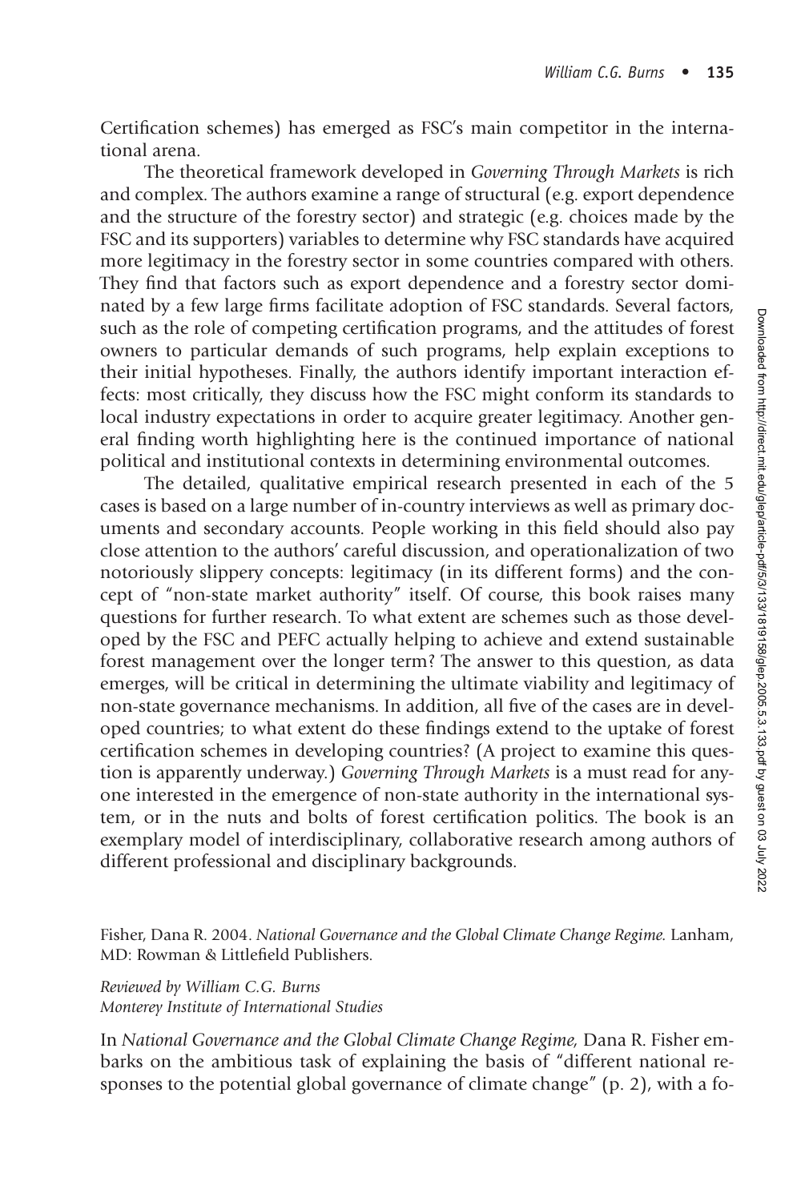Certification schemes) has emerged as FSC's main competitor in the international arena.

The theoretical framework developed in *Governing Through Markets* is rich and complex. The authors examine a range of structural (e.g. export dependence and the structure of the forestry sector) and strategic (e.g. choices made by the FSC and its supporters) variables to determine why FSC standards have acquired more legitimacy in the forestry sector in some countries compared with others. They find that factors such as export dependence and a forestry sector dominated by a few large firms facilitate adoption of FSC standards. Several factors, such as the role of competing certification programs, and the attitudes of forest owners to particular demands of such programs, help explain exceptions to their initial hypotheses. Finally, the authors identify important interaction effects: most critically, they discuss how the FSC might conform its standards to local industry expectations in order to acquire greater legitimacy. Another general finding worth highlighting here is the continued importance of national political and institutional contexts in determining environmental outcomes.

The detailed, qualitative empirical research presented in each of the 5 cases is based on a large number of in-country interviews as well as primary documents and secondary accounts. People working in this field should also pay close attention to the authors' careful discussion, and operationalization of two notoriously slippery concepts: legitimacy (in its different forms) and the concept of "non-state market authority" itself. Of course, this book raises many questions for further research. To what extent are schemes such as those developed by the FSC and PEFC actually helping to achieve and extend sustainable forest management over the longer term? The answer to this question, as data emerges, will be critical in determining the ultimate viability and legitimacy of non-state governance mechanisms. In addition, all five of the cases are in developed countries; to what extent do these findings extend to the uptake of forest certification schemes in developing countries? (A project to examine this question is apparently underway.) *Governing Through Markets* is a must read for anyone interested in the emergence of non-state authority in the international system, or in the nuts and bolts of forest certification politics. The book is an exemplary model of interdisciplinary, collaborative research among authors of different professional and disciplinary backgrounds.

Fisher, Dana R. 2004. *National Governance and the Global Climate Change Regime.* Lanham, MD: Rowman & Littlefield Publishers.

*Reviewed by William C.G. Burns*
*Monterey Institute of International Studies*

In *National Governance and the Global Climate Change Regime,* Dana R. Fisher embarks on the ambitious task of explaining the basis of "different national responses to the potential global governance of climate change" (p. 2), with a fo-